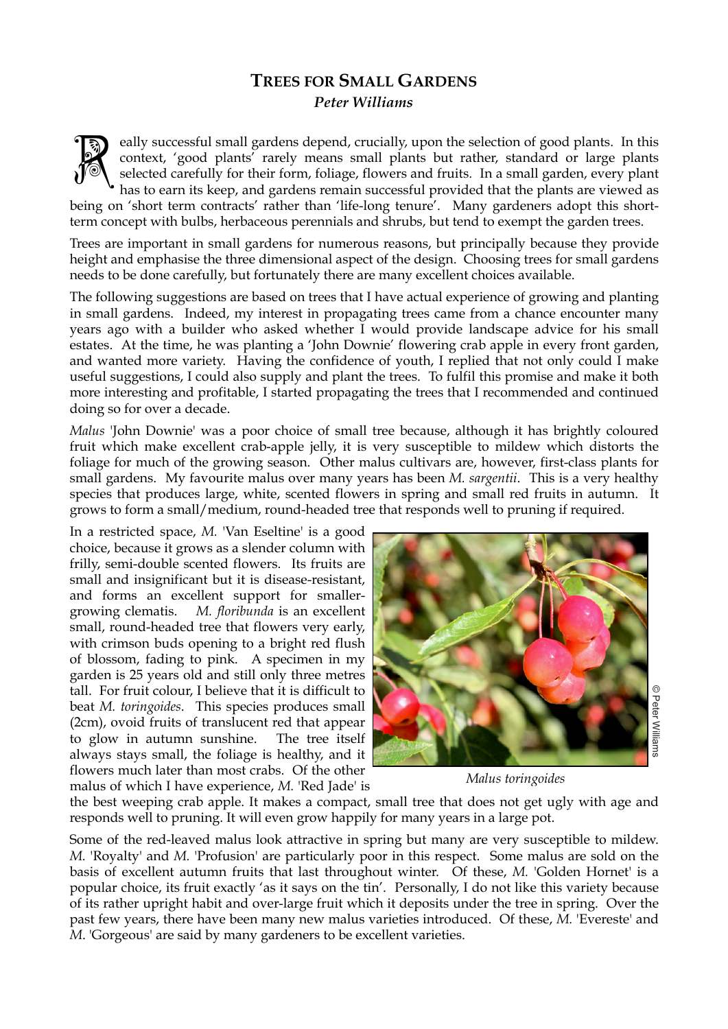# Trees for Small Gardens

***Peter Williams***

Really successful small gardens depend, crucially, upon the selection of good plants. In this context, 'good plants' rarely means small plants but rather, standard or large plants selected carefully for their form, foliage, flowers and fruits. In a small garden, every plant has to earn its keep, and gardens remain successful provided that the plants are viewed as being on 'short term contracts' rather than 'life-long tenure'. Many gardeners adopt this short-term concept with bulbs, herbaceous perennials and shrubs, but tend to exempt the garden trees.

Trees are important in small gardens for numerous reasons, but principally because they provide height and emphasise the three dimensional aspect of the design. Choosing trees for small gardens needs to be done carefully, but fortunately there are many excellent choices available.

The following suggestions are based on trees that I have actual experience of growing and planting in small gardens. Indeed, my interest in propagating trees came from a chance encounter many years ago with a builder who asked whether I would provide landscape advice for his small estates. At the time, he was planting a 'John Downie' flowering crab apple in every front garden, and wanted more variety. Having the confidence of youth, I replied that not only could I make useful suggestions, I could also supply and plant the trees. To fulfil this promise and make it both more interesting and profitable, I started propagating the trees that I recommended and continued doing so for over a decade.

*Malus* 'John Downie' was a poor choice of small tree because, although it has brightly coloured fruit which make excellent crab-apple jelly, it is very susceptible to mildew which distorts the foliage for much of the growing season. Other malus cultivars are, however, first-class plants for small gardens. My favourite malus over many years has been *M. sargentii*. This is a very healthy species that produces large, white, scented flowers in spring and small red fruits in autumn. It grows to form a small/medium, round-headed tree that responds well to pruning if required.

In a restricted space, *M.* 'Van Eseltine' is a good choice, because it grows as a slender column with frilly, semi-double scented flowers. Its fruits are small and insignificant but it is disease-resistant, and forms an excellent support for smaller-growing clematis. *M. floribunda* is an excellent small, round-headed tree that flowers very early, with crimson buds opening to a bright red flush of blossom, fading to pink. A specimen in my garden is 25 years old and still only three metres tall. For fruit colour, I believe that it is difficult to beat *M. toringoides*. This species produces small (2cm), ovoid fruits of translucent red that appear to glow in autumn sunshine. The tree itself always stays small, the foliage is healthy, and it flowers much later than most crabs. Of the other malus of which I have experience, *M.* 'Red Jade' is the best weeping crab apple. It makes a compact, small tree that does not get ugly with age and responds well to pruning. It will even grow happily for many years in a large pot.

© Peter Williams

*Malus toringoides*

Some of the red-leaved malus look attractive in spring but many are very susceptible to mildew. *M.* 'Royalty' and *M.* 'Profusion' are particularly poor in this respect. Some malus are sold on the basis of excellent autumn fruits that last throughout winter. Of these, *M.* 'Golden Hornet' is a popular choice, its fruit exactly 'as it says on the tin'. Personally, I do not like this variety because of its rather upright habit and over-large fruit which it deposits under the tree in spring. Over the past few years, there have been many new malus varieties introduced. Of these, *M.* 'Evereste' and *M.* 'Gorgeous' are said by many gardeners to be excellent varieties.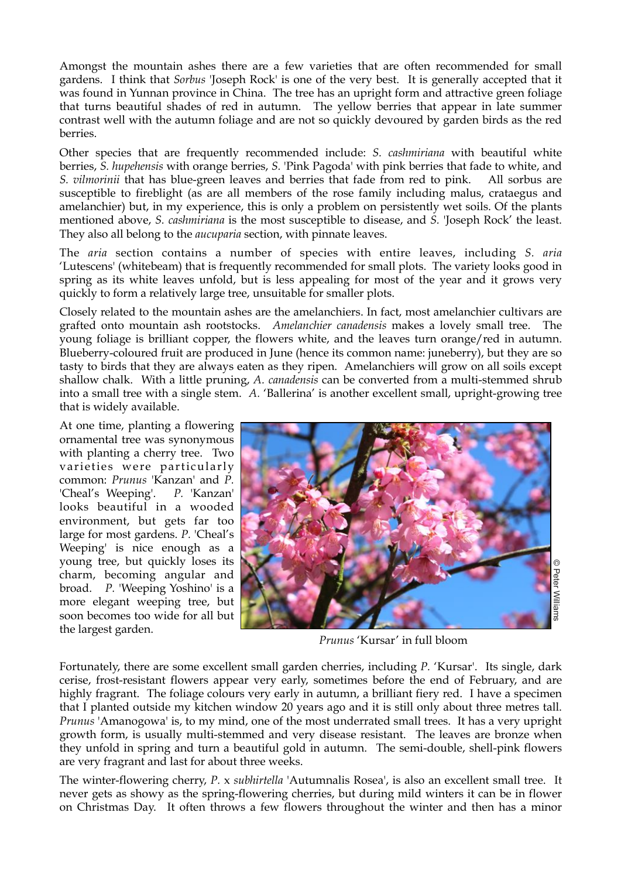Amongst the mountain ashes there are a few varieties that are often recommended for small gardens. I think that *Sorbus* 'Joseph Rock' is one of the very best. It is generally accepted that it was found in Yunnan province in China. The tree has an upright form and attractive green foliage that turns beautiful shades of red in autumn. The yellow berries that appear in late summer contrast well with the autumn foliage and are not so quickly devoured by garden birds as the red berries.

Other species that are frequently recommended include: *S. cashmiriana* with beautiful white berries, *S. hupehensis* with orange berries, *S.* 'Pink Pagoda' with pink berries that fade to white, and *S. vilmorinii* that has blue-green leaves and berries that fade from red to pink. All sorbus are susceptible to fireblight (as are all members of the rose family including malus, crataegus and amelanchier) but, in my experience, this is only a problem on persistently wet soils. Of the plants mentioned above, *S. cashmiriana* is the most susceptible to disease, and *S.* 'Joseph Rock' the least. They also all belong to the *aucuparia* section, with pinnate leaves.

The *aria* section contains a number of species with entire leaves, including *S. aria* 'Lutescens' (whitebeam) that is frequently recommended for small plots. The variety looks good in spring as its white leaves unfold, but is less appealing for most of the year and it grows very quickly to form a relatively large tree, unsuitable for smaller plots.

Closely related to the mountain ashes are the amelanchiers. In fact, most amelanchier cultivars are grafted onto mountain ash rootstocks. *Amelanchier canadensis* makes a lovely small tree. The young foliage is brilliant copper, the flowers white, and the leaves turn orange/red in autumn. Blueberry-coloured fruit are produced in June (hence its common name: juneberry), but they are so tasty to birds that they are always eaten as they ripen. Amelanchiers will grow on all soils except shallow chalk. With a little pruning, *A. canadensis* can be converted from a multi-stemmed shrub into a small tree with a single stem. *A.* 'Ballerina' is another excellent small, upright-growing tree that is widely available.

At one time, planting a flowering ornamental tree was synonymous with planting a cherry tree. Two varieties were particularly common: *Prunus* 'Kanzan' and *P.* 'Cheal's Weeping'. *P.* 'Kanzan' looks beautiful in a wooded environment, but gets far too large for most gardens. *P.* 'Cheal's Weeping' is nice enough as a young tree, but quickly loses its charm, becoming angular and broad. *P.* 'Weeping Yoshino' is a more elegant weeping tree, but soon becomes too wide for all but the largest garden.

© Peter Williams

*Prunus* 'Kursar' in full bloom

Fortunately, there are some excellent small garden cherries, including *P.* 'Kursar'. Its single, dark cerise, frost-resistant flowers appear very early, sometimes before the end of February, and are highly fragrant. The foliage colours very early in autumn, a brilliant fiery red. I have a specimen that I planted outside my kitchen window 20 years ago and it is still only about three metres tall. *Prunus* 'Amanogowa' is, to my mind, one of the most underrated small trees. It has a very upright growth form, is usually multi-stemmed and very disease resistant. The leaves are bronze when they unfold in spring and turn a beautiful gold in autumn. The semi-double, shell-pink flowers are very fragrant and last for about three weeks.

The winter-flowering cherry, *P.* x *subhirtella* 'Autumnalis Rosea', is also an excellent small tree. It never gets as showy as the spring-flowering cherries, but during mild winters it can be in flower on Christmas Day. It often throws a few flowers throughout the winter and then has a minor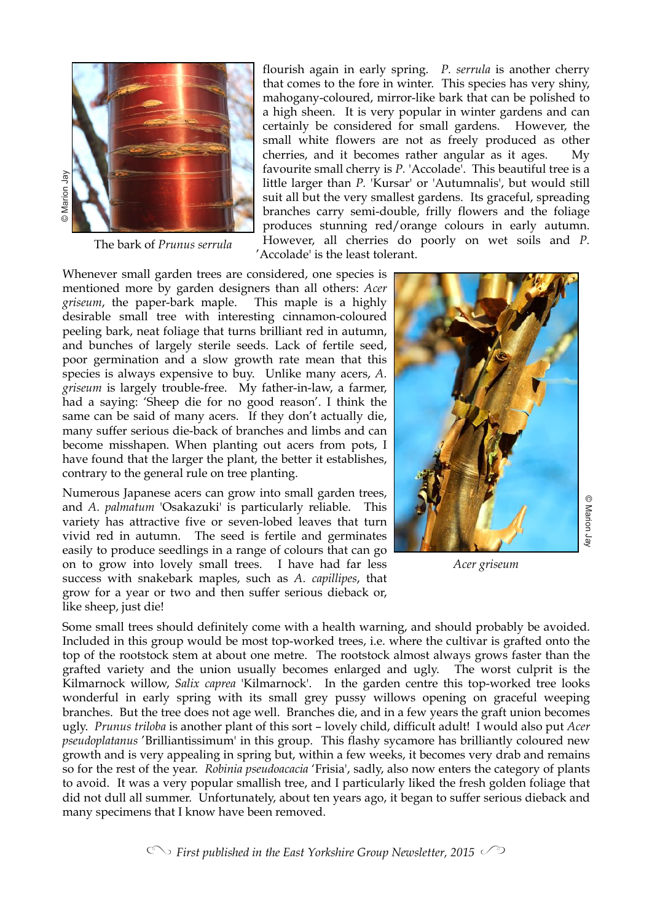flourish again in early spring. *P. serrula* is another cherry that comes to the fore in winter. This species has very shiny, mahogany-coloured, mirror-like bark that can be polished to a high sheen. It is very popular in winter gardens and can certainly be considered for small gardens. However, the small white flowers are not as freely produced as other cherries, and it becomes rather angular as it ages. My favourite small cherry is *P.* 'Accolade'. This beautiful tree is a little larger than *P.* 'Kursar' or 'Autumnalis', but would still suit all but the very smallest gardens. Its graceful, spreading branches carry semi-double, frilly flowers and the foliage produces stunning red/orange colours in early autumn. However, all cherries do poorly on wet soils and *P.* 'Accolade' is the least tolerant.

© Marion Jay

The bark of *Prunus serrula*

Whenever small garden trees are considered, one species is mentioned more by garden designers than all others: *Acer griseum*, the paper-bark maple. This maple is a highly desirable small tree with interesting cinnamon-coloured peeling bark, neat foliage that turns brilliant red in autumn, and bunches of largely sterile seeds. Lack of fertile seed, poor germination and a slow growth rate mean that this species is always expensive to buy. Unlike many acers, *A. griseum* is largely trouble-free. My father-in-law, a farmer, had a saying: 'Sheep die for no good reason'. I think the same can be said of many acers. If they don't actually die, many suffer serious die-back of branches and limbs and can become misshapen. When planting out acers from pots, I have found that the larger the plant, the better it establishes, contrary to the general rule on tree planting.

Numerous Japanese acers can grow into small garden trees, and *A. palmatum* 'Osakazuki' is particularly reliable. This variety has attractive five or seven-lobed leaves that turn vivid red in autumn. The seed is fertile and germinates easily to produce seedlings in a range of colours that can go on to grow into lovely small trees. I have had far less success with snakebark maples, such as *A. capillipes*, that grow for a year or two and then suffer serious dieback or, like sheep, just die!

© Marion Jay

*Acer griseum*

Some small trees should definitely come with a health warning, and should probably be avoided. Included in this group would be most top-worked trees, i.e. where the cultivar is grafted onto the top of the rootstock stem at about one metre. The rootstock almost always grows faster than the grafted variety and the union usually becomes enlarged and ugly. The worst culprit is the Kilmarnock willow, *Salix caprea* 'Kilmarnock'. In the garden centre this top-worked tree looks wonderful in early spring with its small grey pussy willows opening on graceful weeping branches. But the tree does not age well. Branches die, and in a few years the graft union becomes ugly. *Prunus triloba* is another plant of this sort – lovely child, difficult adult! I would also put *Acer pseudoplatanus* 'Brilliantissimum' in this group. This flashy sycamore has brilliantly coloured new growth and is very appealing in spring but, within a few weeks, it becomes very drab and remains so for the rest of the year. *Robinia pseudoacacia* 'Frisia', sadly, also now enters the category of plants to avoid. It was a very popular smallish tree, and I particularly liked the fresh golden foliage that did not dull all summer. Unfortunately, about ten years ago, it began to suffer serious dieback and many specimens that I know have been removed.

*First published in the East Yorkshire Group Newsletter, 2015*